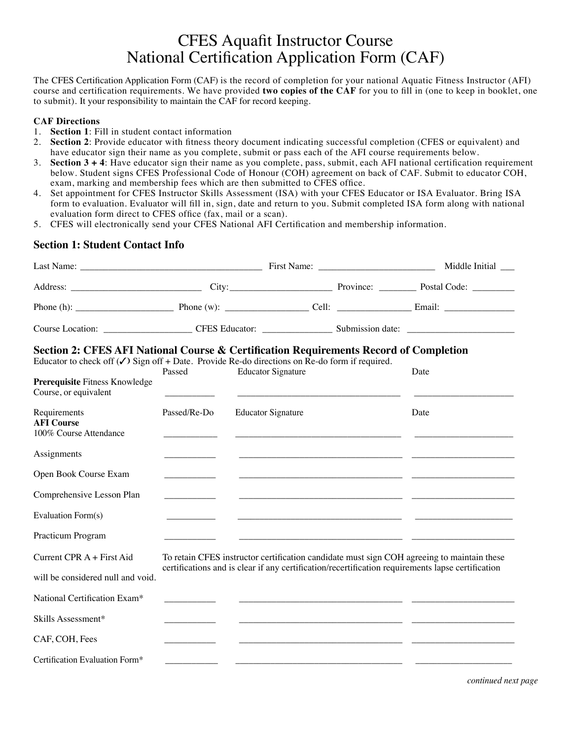# CFES Aquafit Instructor Course
# National Certification Application Form (CAF)

The CFES Certification Application Form (CAF) is the record of completion for your national Aquatic Fitness Instructor (AFI) course and certification requirements. We have provided **two copies of the CAF** for you to fill in (one to keep in booklet, one to submit). It your responsibility to maintain the CAF for record keeping.

**CAF Directions**

1. **Section 1**: Fill in student contact information
2. **Section 2**: Provide educator with fitness theory document indicating successful completion (CFES or equivalent) and have educator sign their name as you complete, submit or pass each of the AFI course requirements below.
3. **Section 3 + 4**: Have educator sign their name as you complete, pass, submit, each AFI national certification requirement below. Student signs CFES Professional Code of Honour (COH) agreement on back of CAF. Submit to educator COH, exam, marking and membership fees which are then submitted to CFES office.
4. Set appointment for CFES Instructor Skills Assessment (ISA) with your CFES Educator or ISA Evaluator. Bring ISA form to evaluation. Evaluator will fill in, sign, date and return to you. Submit completed ISA form along with national evaluation form direct to CFES office (fax, mail or a scan).
5. CFES will electronically send your CFES National AFI Certification and membership information.

## Section 1: Student Contact Info

Last Name: ______________________ First Name: ______________________ Middle Initial ___

Address: ______________________ City: ______________________ Province: ________ Postal Code: ________

Phone (h): ______________________ Phone (w): ______________________ Cell: ______________________ Email: ______________________

Course Location: ______________________ CFES Educator: ______________________ Submission date: ______________________

## Section 2: CFES AFI National Course & Certification Requirements Record of Completion

Educator to check off (✓) Sign off + Date. Provide Re-do directions on Re-do form if required.

| | Passed | Educator Signature | Date |
|---|---|---|---|
| **Prerequisite** Fitness Knowledge Course, or equivalent | __________ | ______________________ | ______________________ |

| Requirements | Passed/Re-Do | Educator Signature | Date |
|---|---|---|---|
| **AFI Course** 100% Course Attendance | __________ | ______________________ | ______________________ |
| Assignments | __________ | ______________________ | ______________________ |
| Open Book Course Exam | __________ | ______________________ | ______________________ |
| Comprehensive Lesson Plan | __________ | ______________________ | ______________________ |
| Evaluation Form(s) | __________ | ______________________ | ______________________ |
| Practicum Program | __________ | ______________________ | ______________________ |

Current CPR A + First Aid — To retain CFES instructor certification candidate must sign COH agreeing to maintain these certifications and is clear if any certification/recertification requirements lapse certification will be considered null and void.

| | | | |
|---|---|---|---|
| National Certification Exam* | __________ | ______________________ | ______________________ |
| Skills Assessment* | __________ | ______________________ | ______________________ |
| CAF, COH, Fees | __________ | ______________________ | ______________________ |
| Certification Evaluation Form* | __________ | ______________________ | ______________________ |

*continued next page*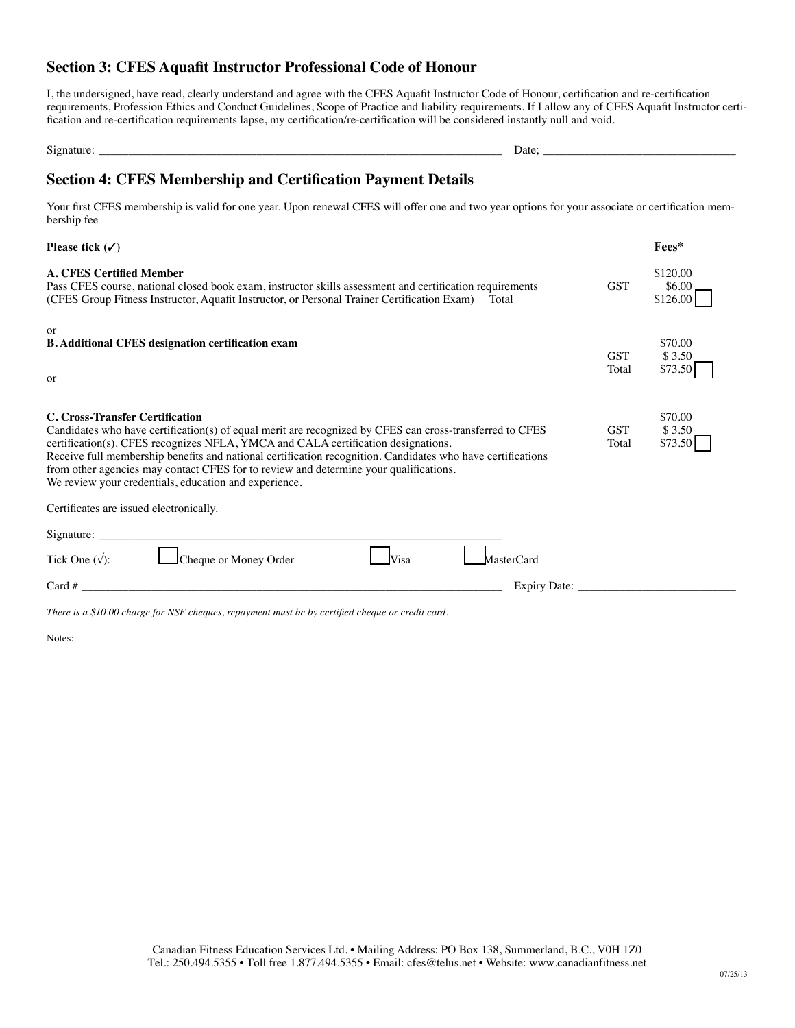## Section 3: CFES Aquafit Instructor Professional Code of Honour

I, the undersigned, have read, clearly understand and agree with the CFES Aquafit Instructor Code of Honour, certification and re-certification requirements, Profession Ethics and Conduct Guidelines, Scope of Practice and liability requirements. If I allow any of CFES Aquafit Instructor certification and re-certification requirements lapse, my certification/re-certification will be considered instantly null and void.

Signature: ______________________________________________ Date; ______________________________

## Section 4: CFES Membership and Certification Payment Details

Your first CFES membership is valid for one year. Upon renewal CFES will offer one and two year options for your associate or certification membership fee

**Please tick (✓)** **Fees***

**A. CFES Certified Member**
Pass CFES course, national closed book exam, instructor skills assessment and certification requirements (CFES Group Fitness Instructor, Aquafit Instructor, or Personal Trainer Certification Exam)

| | |
|---|---|
| | $120.00 |
| GST | $6.00 |
| Total | $126.00 ☐ |

or

**B. Additional CFES designation certification exam**

| | |
|---|---|
| | $70.00 |
| GST | $ 3.50 |
| Total | $73.50 ☐ |

or

**C. Cross-Transfer Certification**
Candidates who have certification(s) of equal merit are recognized by CFES can cross-transferred to CFES certification(s). CFES recognizes NFLA, YMCA and CALA certification designations.
Receive full membership benefits and national certification recognition. Candidates who have certifications from other agencies may contact CFES for to review and determine your qualifications.
We review your credentials, education and experience.

| | |
|---|---|
| | $70.00 |
| GST | $ 3.50 |
| Total | $73.50 ☐ |

Certificates are issued electronically.

Signature: ______________________________________________

Tick One (√): ☐ Cheque or Money Order ☐ Visa ☐ MasterCard

Card # ______________________________________________ Expiry Date: ______________________

*There is a $10.00 charge for NSF cheques, repayment must be by certified cheque or credit card.*

Notes:

Canadian Fitness Education Services Ltd. • Mailing Address: PO Box 138, Summerland, B.C., V0H 1Z0
Tel.: 250.494.5355 • Toll free 1.877.494.5355 • Email: cfes@telus.net • Website: www.canadianfitness.net

07/25/13